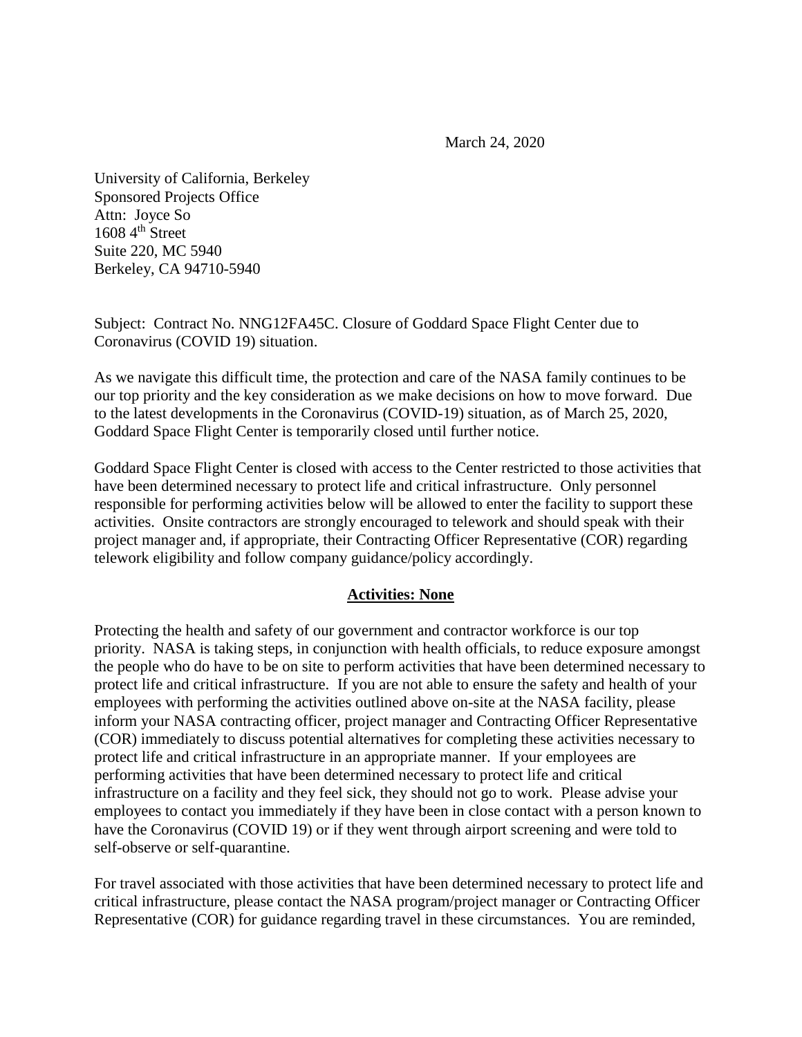March 24, 2020

University of California, Berkeley
Sponsored Projects Office
Attn: Joyce So
1608 4th Street
Suite 220, MC 5940
Berkeley, CA 94710-5940

Subject: Contract No. NNG12FA45C. Closure of Goddard Space Flight Center due to Coronavirus (COVID 19) situation.

As we navigate this difficult time, the protection and care of the NASA family continues to be our top priority and the key consideration as we make decisions on how to move forward. Due to the latest developments in the Coronavirus (COVID-19) situation, as of March 25, 2020, Goddard Space Flight Center is temporarily closed until further notice.

Goddard Space Flight Center is closed with access to the Center restricted to those activities that have been determined necessary to protect life and critical infrastructure. Only personnel responsible for performing activities below will be allowed to enter the facility to support these activities. Onsite contractors are strongly encouraged to telework and should speak with their project manager and, if appropriate, their Contracting Officer Representative (COR) regarding telework eligibility and follow company guidance/policy accordingly.

**Activities: None**

Protecting the health and safety of our government and contractor workforce is our top priority. NASA is taking steps, in conjunction with health officials, to reduce exposure amongst the people who do have to be on site to perform activities that have been determined necessary to protect life and critical infrastructure. If you are not able to ensure the safety and health of your employees with performing the activities outlined above on-site at the NASA facility, please inform your NASA contracting officer, project manager and Contracting Officer Representative (COR) immediately to discuss potential alternatives for completing these activities necessary to protect life and critical infrastructure in an appropriate manner. If your employees are performing activities that have been determined necessary to protect life and critical infrastructure on a facility and they feel sick, they should not go to work. Please advise your employees to contact you immediately if they have been in close contact with a person known to have the Coronavirus (COVID 19) or if they went through airport screening and were told to self-observe or self-quarantine.

For travel associated with those activities that have been determined necessary to protect life and critical infrastructure, please contact the NASA program/project manager or Contracting Officer Representative (COR) for guidance regarding travel in these circumstances. You are reminded,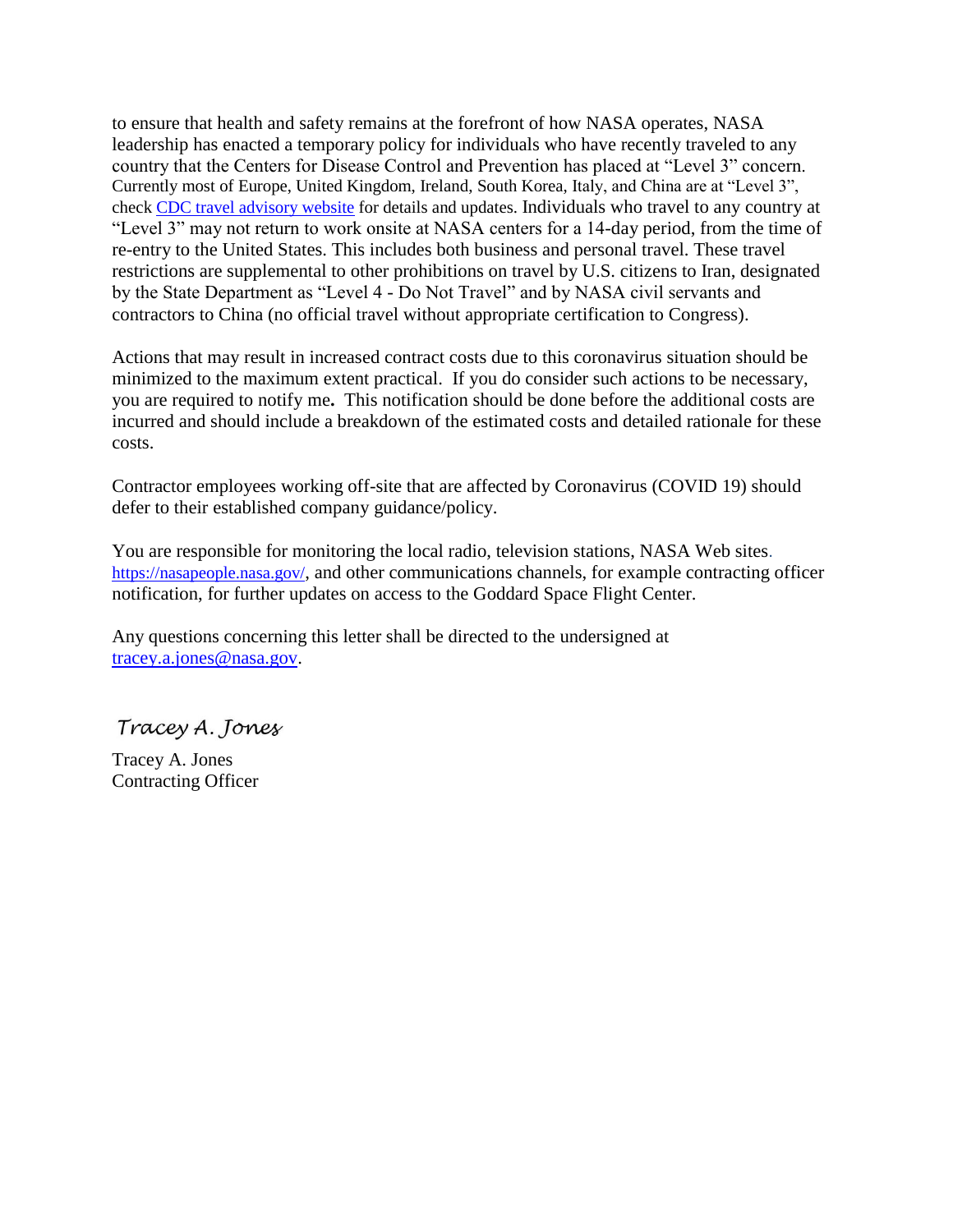to ensure that health and safety remains at the forefront of how NASA operates, NASA leadership has enacted a temporary policy for individuals who have recently traveled to any country that the Centers for Disease Control and Prevention has placed at "Level 3" concern. Currently most of Europe, United Kingdom, Ireland, South Korea, Italy, and China are at "Level 3", check [CDC travel advisory website]() for details and updates. Individuals who travel to any country at "Level 3" may not return to work onsite at NASA centers for a 14-day period, from the time of re-entry to the United States. This includes both business and personal travel. These travel restrictions are supplemental to other prohibitions on travel by U.S. citizens to Iran, designated by the State Department as "Level 4 - Do Not Travel" and by NASA civil servants and contractors to China (no official travel without appropriate certification to Congress).

Actions that may result in increased contract costs due to this coronavirus situation should be minimized to the maximum extent practical. If you do consider such actions to be necessary, you are required to notify me**.** This notification should be done before the additional costs are incurred and should include a breakdown of the estimated costs and detailed rationale for these costs.

Contractor employees working off-site that are affected by Coronavirus (COVID 19) should defer to their established company guidance/policy.

You are responsible for monitoring the local radio, television stations, NASA Web sites. https://nasapeople.nasa.gov/, and other communications channels, for example contracting officer notification, for further updates on access to the Goddard Space Flight Center.

Any questions concerning this letter shall be directed to the undersigned at tracey.a.jones@nasa.gov.

*Tracey A. Jones*

Tracey A. Jones
Contracting Officer